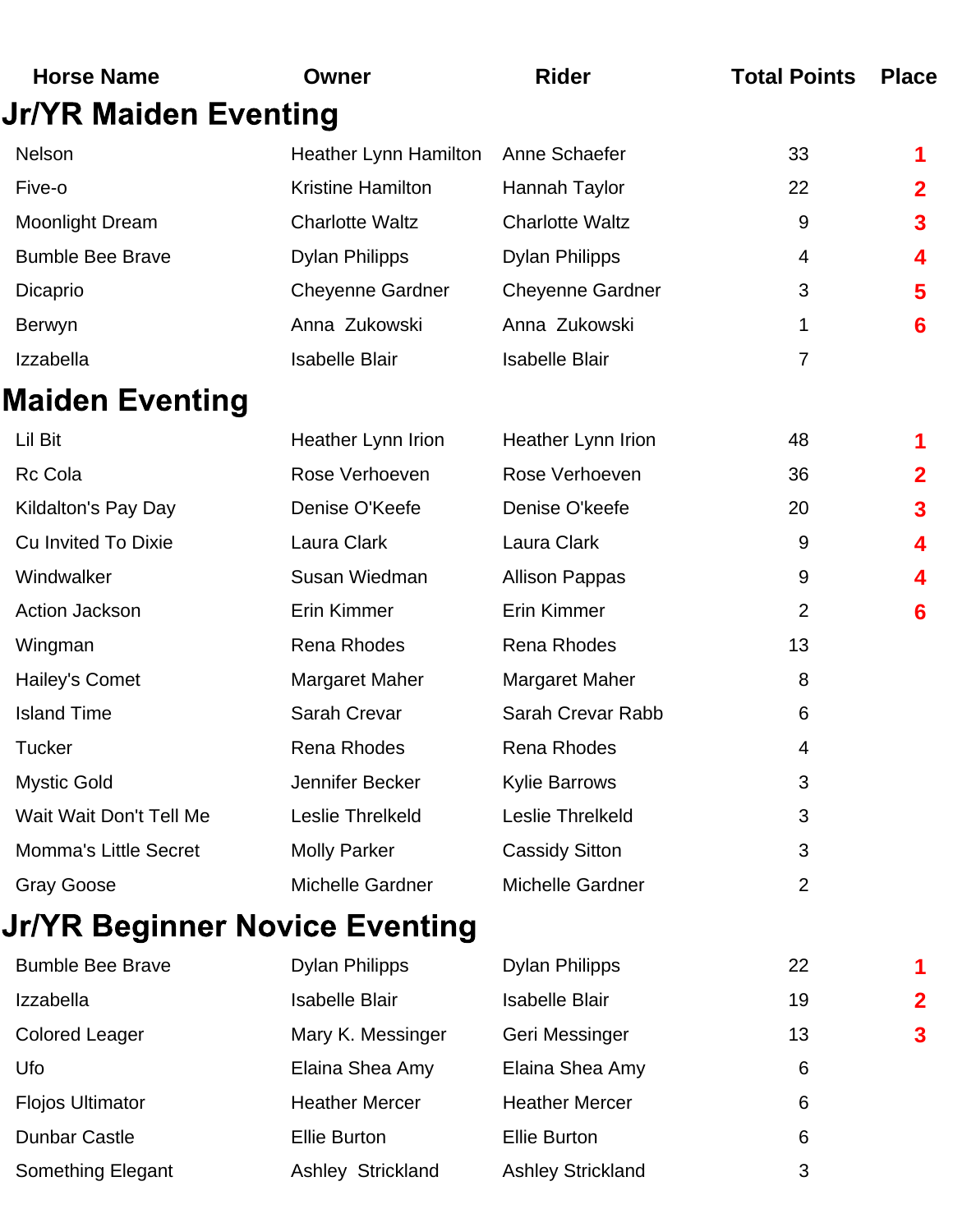| Horse Name | Owner | Rider | Total Points | Place |
|---|---|---|---|---|

## Jr/YR Maiden Eventing

| Horse Name | Owner | Rider | Total Points | Place |
|---|---|---|---|---|
| Nelson | Heather Lynn Hamilton | Anne Schaefer | 33 | 1 |
| Five-o | Kristine Hamilton | Hannah Taylor | 22 | 2 |
| Moonlight Dream | Charlotte Waltz | Charlotte Waltz | 9 | 3 |
| Bumble Bee Brave | Dylan Philipps | Dylan Philipps | 4 | 4 |
| Dicaprio | Cheyenne Gardner | Cheyenne Gardner | 3 | 5 |
| Berwyn | Anna Zukowski | Anna Zukowski | 1 | 6 |
| Izzabella | Isabelle Blair | Isabelle Blair | 7 | |

## Maiden Eventing

| Horse Name | Owner | Rider | Total Points | Place |
|---|---|---|---|---|
| Lil Bit | Heather Lynn Irion | Heather Lynn Irion | 48 | 1 |
| Rc Cola | Rose Verhoeven | Rose Verhoeven | 36 | 2 |
| Kildalton's Pay Day | Denise O'Keefe | Denise O'keefe | 20 | 3 |
| Cu Invited To Dixie | Laura Clark | Laura Clark | 9 | 4 |
| Windwalker | Susan Wiedman | Allison Pappas | 9 | 4 |
| Action Jackson | Erin Kimmer | Erin Kimmer | 2 | 6 |
| Wingman | Rena Rhodes | Rena Rhodes | 13 | |
| Hailey's Comet | Margaret Maher | Margaret Maher | 8 | |
| Island Time | Sarah Crevar | Sarah Crevar Rabb | 6 | |
| Tucker | Rena Rhodes | Rena Rhodes | 4 | |
| Mystic Gold | Jennifer Becker | Kylie Barrows | 3 | |
| Wait Wait Don't Tell Me | Leslie Threlkeld | Leslie Threlkeld | 3 | |
| Momma's Little Secret | Molly Parker | Cassidy Sitton | 3 | |
| Gray Goose | Michelle Gardner | Michelle Gardner | 2 | |

## Jr/YR Beginner Novice Eventing

| Horse Name | Owner | Rider | Total Points | Place |
|---|---|---|---|---|
| Bumble Bee Brave | Dylan Philipps | Dylan Philipps | 22 | 1 |
| Izzabella | Isabelle Blair | Isabelle Blair | 19 | 2 |
| Colored Leager | Mary K. Messinger | Geri Messinger | 13 | 3 |
| Ufo | Elaina Shea Amy | Elaina Shea Amy | 6 | |
| Flojos Ultimator | Heather Mercer | Heather Mercer | 6 | |
| Dunbar Castle | Ellie Burton | Ellie Burton | 6 | |
| Something Elegant | Ashley Strickland | Ashley Strickland | 3 | |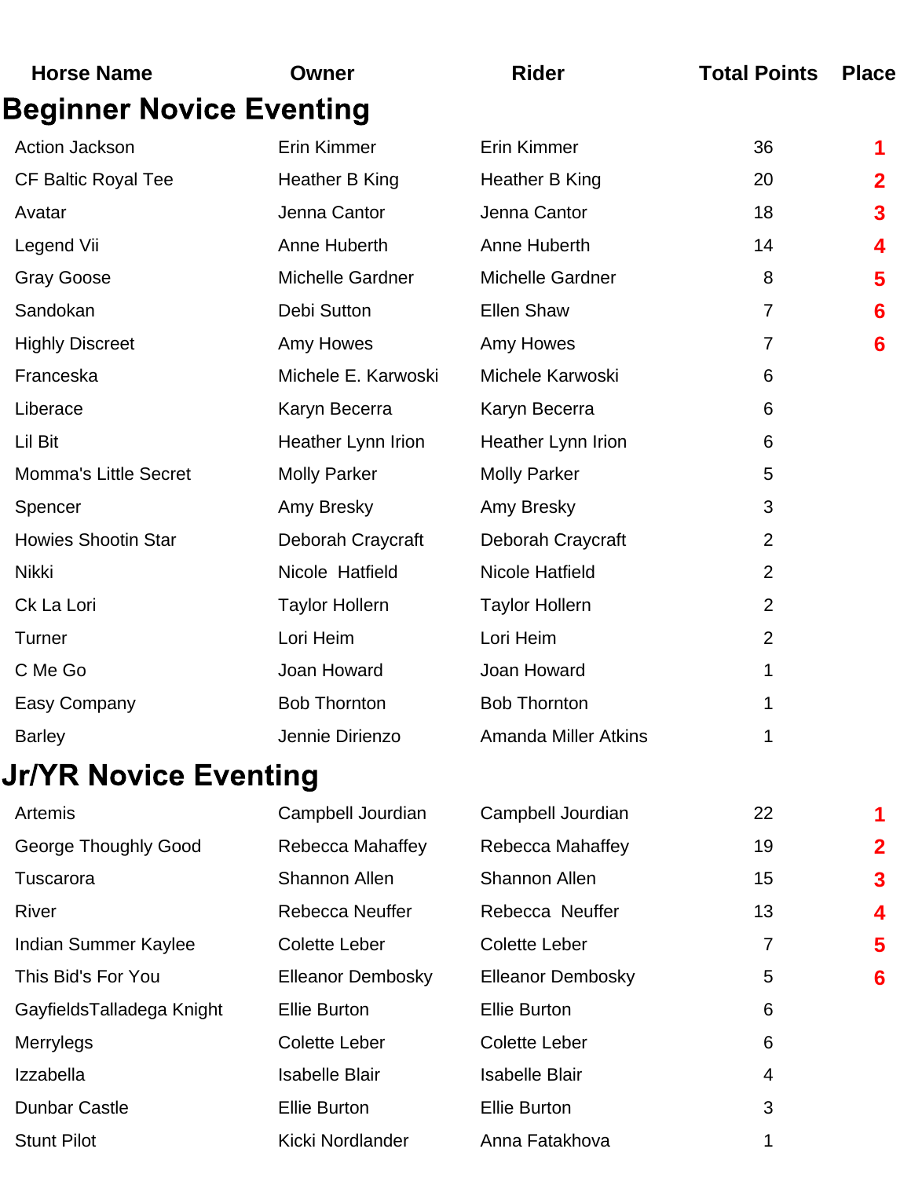| Horse Name | Owner | Rider | Total Points | Place |
|---|---|---|---|---|

## Beginner Novice Eventing

| Horse Name | Owner | Rider | Total Points | Place |
|---|---|---|---|---|
| Action Jackson | Erin Kimmer | Erin Kimmer | 36 | 1 |
| CF Baltic Royal Tee | Heather B King | Heather B King | 20 | 2 |
| Avatar | Jenna Cantor | Jenna Cantor | 18 | 3 |
| Legend Vii | Anne Huberth | Anne Huberth | 14 | 4 |
| Gray Goose | Michelle Gardner | Michelle Gardner | 8 | 5 |
| Sandokan | Debi Sutton | Ellen Shaw | 7 | 6 |
| Highly Discreet | Amy Howes | Amy Howes | 7 | 6 |
| Franceska | Michele E. Karwoski | Michele Karwoski | 6 | |
| Liberace | Karyn Becerra | Karyn Becerra | 6 | |
| Lil Bit | Heather Lynn Irion | Heather Lynn Irion | 6 | |
| Momma's Little Secret | Molly Parker | Molly Parker | 5 | |
| Spencer | Amy Bresky | Amy Bresky | 3 | |
| Howies Shootin Star | Deborah Craycraft | Deborah Craycraft | 2 | |
| Nikki | Nicole Hatfield | Nicole Hatfield | 2 | |
| Ck La Lori | Taylor Hollern | Taylor Hollern | 2 | |
| Turner | Lori Heim | Lori Heim | 2 | |
| C Me Go | Joan Howard | Joan Howard | 1 | |
| Easy Company | Bob Thornton | Bob Thornton | 1 | |
| Barley | Jennie Dirienzo | Amanda Miller Atkins | 1 | |

## Jr/YR Novice Eventing

| Horse Name | Owner | Rider | Total Points | Place |
|---|---|---|---|---|
| Artemis | Campbell Jourdian | Campbell Jourdian | 22 | 1 |
| George Thoughly Good | Rebecca Mahaffey | Rebecca Mahaffey | 19 | 2 |
| Tuscarora | Shannon Allen | Shannon Allen | 15 | 3 |
| River | Rebecca Neuffer | Rebecca Neuffer | 13 | 4 |
| Indian Summer Kaylee | Colette Leber | Colette Leber | 7 | 5 |
| This Bid's For You | Elleanor Dembosky | Elleanor Dembosky | 5 | 6 |
| GayfieldsTalladega Knight | Ellie Burton | Ellie Burton | 6 | |
| Merrylegs | Colette Leber | Colette Leber | 6 | |
| Izzabella | Isabelle Blair | Isabelle Blair | 4 | |
| Dunbar Castle | Ellie Burton | Ellie Burton | 3 | |
| Stunt Pilot | Kicki Nordlander | Anna Fatakhova | 1 | |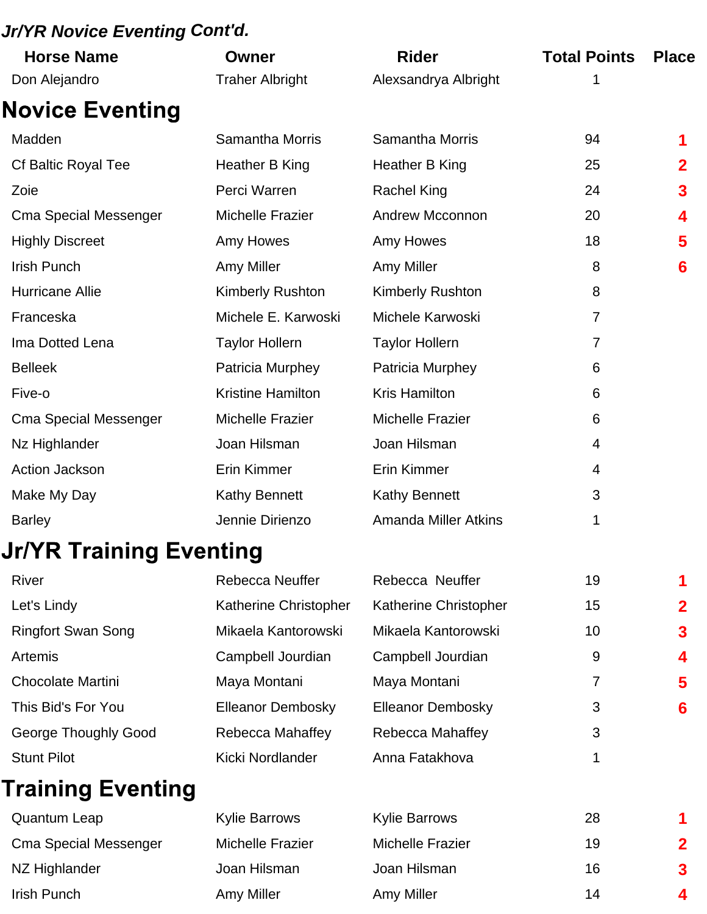## *Jr/YR Novice Eventing Cont'd.*

| Horse Name | Owner | Rider | Total Points | Place |
|---|---|---|---|---|
| Don Alejandro | Traher Albright | Alexsandrya Albright | 1 | |

## Novice Eventing

| Horse Name | Owner | Rider | Total Points | Place |
|---|---|---|---|---|
| Madden | Samantha Morris | Samantha Morris | 94 | 1 |
| Cf Baltic Royal Tee | Heather B King | Heather B King | 25 | 2 |
| Zoie | Perci Warren | Rachel King | 24 | 3 |
| Cma Special Messenger | Michelle Frazier | Andrew Mcconnon | 20 | 4 |
| Highly Discreet | Amy Howes | Amy Howes | 18 | 5 |
| Irish Punch | Amy Miller | Amy Miller | 8 | 6 |
| Hurricane Allie | Kimberly Rushton | Kimberly Rushton | 8 | |
| Franceska | Michele E. Karwoski | Michele Karwoski | 7 | |
| Ima Dotted Lena | Taylor Hollern | Taylor Hollern | 7 | |
| Belleek | Patricia Murphey | Patricia Murphey | 6 | |
| Five-o | Kristine Hamilton | Kris Hamilton | 6 | |
| Cma Special Messenger | Michelle Frazier | Michelle Frazier | 6 | |
| Nz Highlander | Joan Hilsman | Joan Hilsman | 4 | |
| Action Jackson | Erin Kimmer | Erin Kimmer | 4 | |
| Make My Day | Kathy Bennett | Kathy Bennett | 3 | |
| Barley | Jennie Dirienzo | Amanda Miller Atkins | 1 | |

## Jr/YR Training Eventing

| Horse Name | Owner | Rider | Total Points | Place |
|---|---|---|---|---|
| River | Rebecca Neuffer | Rebecca Neuffer | 19 | 1 |
| Let's Lindy | Katherine Christopher | Katherine Christopher | 15 | 2 |
| Ringfort Swan Song | Mikaela Kantorowski | Mikaela Kantorowski | 10 | 3 |
| Artemis | Campbell Jourdian | Campbell Jourdian | 9 | 4 |
| Chocolate Martini | Maya Montani | Maya Montani | 7 | 5 |
| This Bid's For You | Elleanor Dembosky | Elleanor Dembosky | 3 | 6 |
| George Thoughly Good | Rebecca Mahaffey | Rebecca Mahaffey | 3 | |
| Stunt Pilot | Kicki Nordlander | Anna Fatakhova | 1 | |

## Training Eventing

| Horse Name | Owner | Rider | Total Points | Place |
|---|---|---|---|---|
| Quantum Leap | Kylie Barrows | Kylie Barrows | 28 | 1 |
| Cma Special Messenger | Michelle Frazier | Michelle Frazier | 19 | 2 |
| NZ Highlander | Joan Hilsman | Joan Hilsman | 16 | 3 |
| Irish Punch | Amy Miller | Amy Miller | 14 | 4 |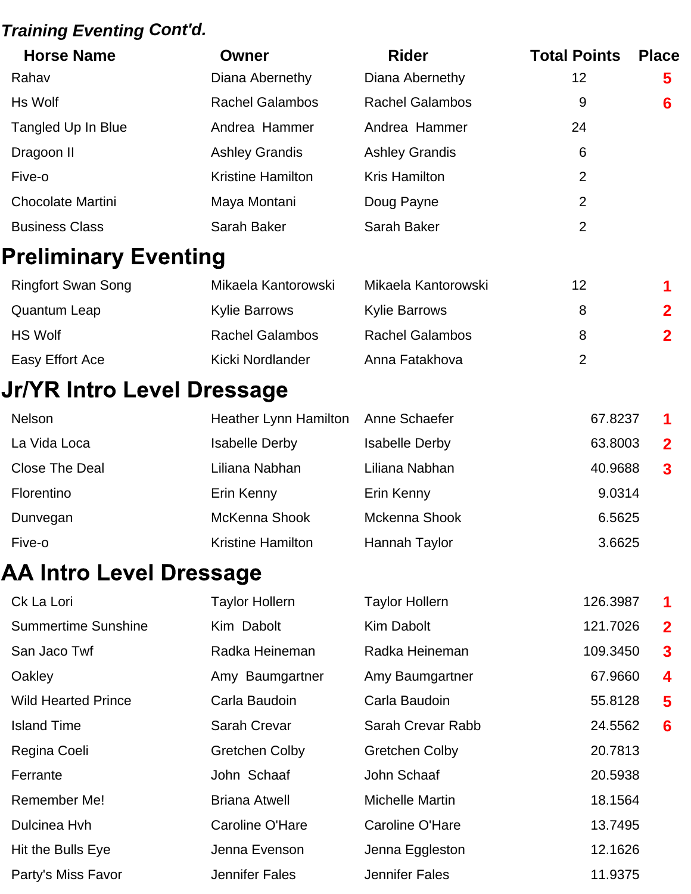## *Training Eventing Cont'd.*

| Horse Name | Owner | Rider | Total Points | Place |
|---|---|---|---|---|
| Rahav | Diana Abernethy | Diana Abernethy | 12 | 5 |
| Hs Wolf | Rachel Galambos | Rachel Galambos | 9 | 6 |
| Tangled Up In Blue | Andrea Hammer | Andrea Hammer | 24 | |
| Dragoon II | Ashley Grandis | Ashley Grandis | 6 | |
| Five-o | Kristine Hamilton | Kris Hamilton | 2 | |
| Chocolate Martini | Maya Montani | Doug Payne | 2 | |
| Business Class | Sarah Baker | Sarah Baker | 2 | |

## Preliminary Eventing

| Horse Name | Owner | Rider | Total Points | Place |
|---|---|---|---|---|
| Ringfort Swan Song | Mikaela Kantorowski | Mikaela Kantorowski | 12 | 1 |
| Quantum Leap | Kylie Barrows | Kylie Barrows | 8 | 2 |
| HS Wolf | Rachel Galambos | Rachel Galambos | 8 | 2 |
| Easy Effort Ace | Kicki Nordlander | Anna Fatakhova | 2 | |

## Jr/YR Intro Level Dressage

| Horse Name | Owner | Rider | Total Points | Place |
|---|---|---|---|---|
| Nelson | Heather Lynn Hamilton | Anne Schaefer | 67.8237 | 1 |
| La Vida Loca | Isabelle Derby | Isabelle Derby | 63.8003 | 2 |
| Close The Deal | Liliana Nabhan | Liliana Nabhan | 40.9688 | 3 |
| Florentino | Erin Kenny | Erin Kenny | 9.0314 | |
| Dunvegan | McKenna Shook | Mckenna Shook | 6.5625 | |
| Five-o | Kristine Hamilton | Hannah Taylor | 3.6625 | |

## AA Intro Level Dressage

| Horse Name | Owner | Rider | Total Points | Place |
|---|---|---|---|---|
| Ck La Lori | Taylor Hollern | Taylor Hollern | 126.3987 | 1 |
| Summertime Sunshine | Kim Dabolt | Kim Dabolt | 121.7026 | 2 |
| San Jaco Twf | Radka Heineman | Radka Heineman | 109.3450 | 3 |
| Oakley | Amy Baumgartner | Amy Baumgartner | 67.9660 | 4 |
| Wild Hearted Prince | Carla Baudoin | Carla Baudoin | 55.8128 | 5 |
| Island Time | Sarah Crevar | Sarah Crevar Rabb | 24.5562 | 6 |
| Regina Coeli | Gretchen Colby | Gretchen Colby | 20.7813 | |
| Ferrante | John Schaaf | John Schaaf | 20.5938 | |
| Remember Me! | Briana Atwell | Michelle Martin | 18.1564 | |
| Dulcinea Hvh | Caroline O'Hare | Caroline O'Hare | 13.7495 | |
| Hit the Bulls Eye | Jenna Evenson | Jenna Eggleston | 12.1626 | |
| Party's Miss Favor | Jennifer Fales | Jennifer Fales | 11.9375 | |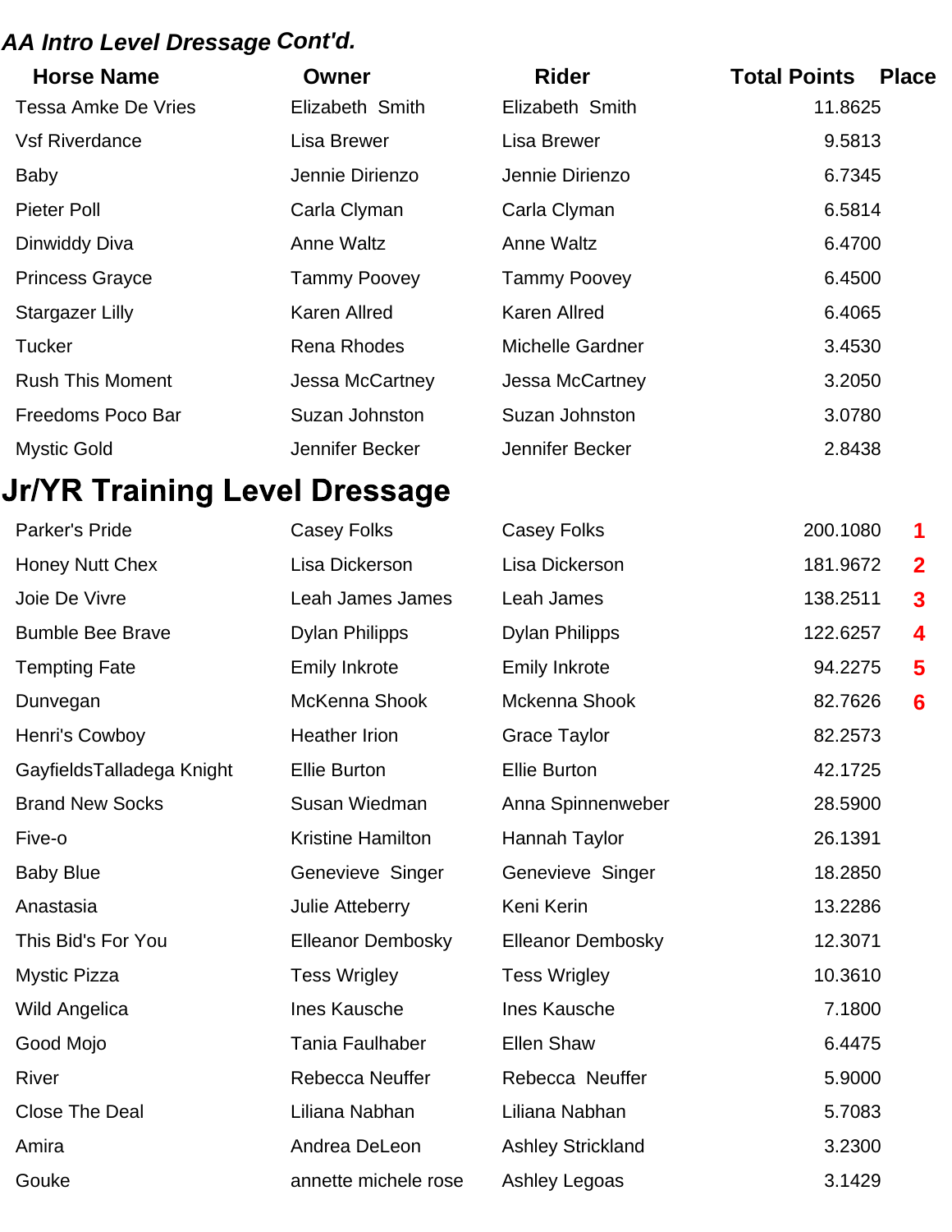### *AA Intro Level Dressage Cont'd.*

| Horse Name | Owner | Rider | Total Points | Place |
|---|---|---|---|---|
| Tessa Amke De Vries | Elizabeth Smith | Elizabeth Smith | 11.8625 | |
| Vsf Riverdance | Lisa Brewer | Lisa Brewer | 9.5813 | |
| Baby | Jennie Dirienzo | Jennie Dirienzo | 6.7345 | |
| Pieter Poll | Carla Clyman | Carla Clyman | 6.5814 | |
| Dinwiddy Diva | Anne Waltz | Anne Waltz | 6.4700 | |
| Princess Grayce | Tammy Poovey | Tammy Poovey | 6.4500 | |
| Stargazer Lilly | Karen Allred | Karen Allred | 6.4065 | |
| Tucker | Rena Rhodes | Michelle Gardner | 3.4530 | |
| Rush This Moment | Jessa McCartney | Jessa McCartney | 3.2050 | |
| Freedoms Poco Bar | Suzan Johnston | Suzan Johnston | 3.0780 | |
| Mystic Gold | Jennifer Becker | Jennifer Becker | 2.8438 | |

## Jr/YR Training Level Dressage

| Horse Name | Owner | Rider | Total Points | Place |
|---|---|---|---|---|
| Parker's Pride | Casey Folks | Casey Folks | 200.1080 | 1 |
| Honey Nutt Chex | Lisa Dickerson | Lisa Dickerson | 181.9672 | 2 |
| Joie De Vivre | Leah James James | Leah James | 138.2511 | 3 |
| Bumble Bee Brave | Dylan Philipps | Dylan Philipps | 122.6257 | 4 |
| Tempting Fate | Emily Inkrote | Emily Inkrote | 94.2275 | 5 |
| Dunvegan | McKenna Shook | Mckenna Shook | 82.7626 | 6 |
| Henri's Cowboy | Heather Irion | Grace Taylor | 82.2573 | |
| GayfieldsTalladega Knight | Ellie Burton | Ellie Burton | 42.1725 | |
| Brand New Socks | Susan Wiedman | Anna Spinnenweber | 28.5900 | |
| Five-o | Kristine Hamilton | Hannah Taylor | 26.1391 | |
| Baby Blue | Genevieve Singer | Genevieve Singer | 18.2850 | |
| Anastasia | Julie Atteberry | Keni Kerin | 13.2286 | |
| This Bid's For You | Elleanor Dembosky | Elleanor Dembosky | 12.3071 | |
| Mystic Pizza | Tess Wrigley | Tess Wrigley | 10.3610 | |
| Wild Angelica | Ines Kausche | Ines Kausche | 7.1800 | |
| Good Mojo | Tania Faulhaber | Ellen Shaw | 6.4475 | |
| River | Rebecca Neuffer | Rebecca Neuffer | 5.9000 | |
| Close The Deal | Liliana Nabhan | Liliana Nabhan | 5.7083 | |
| Amira | Andrea DeLeon | Ashley Strickland | 3.2300 | |
| Gouke | annette michele rose | Ashley Legoas | 3.1429 | |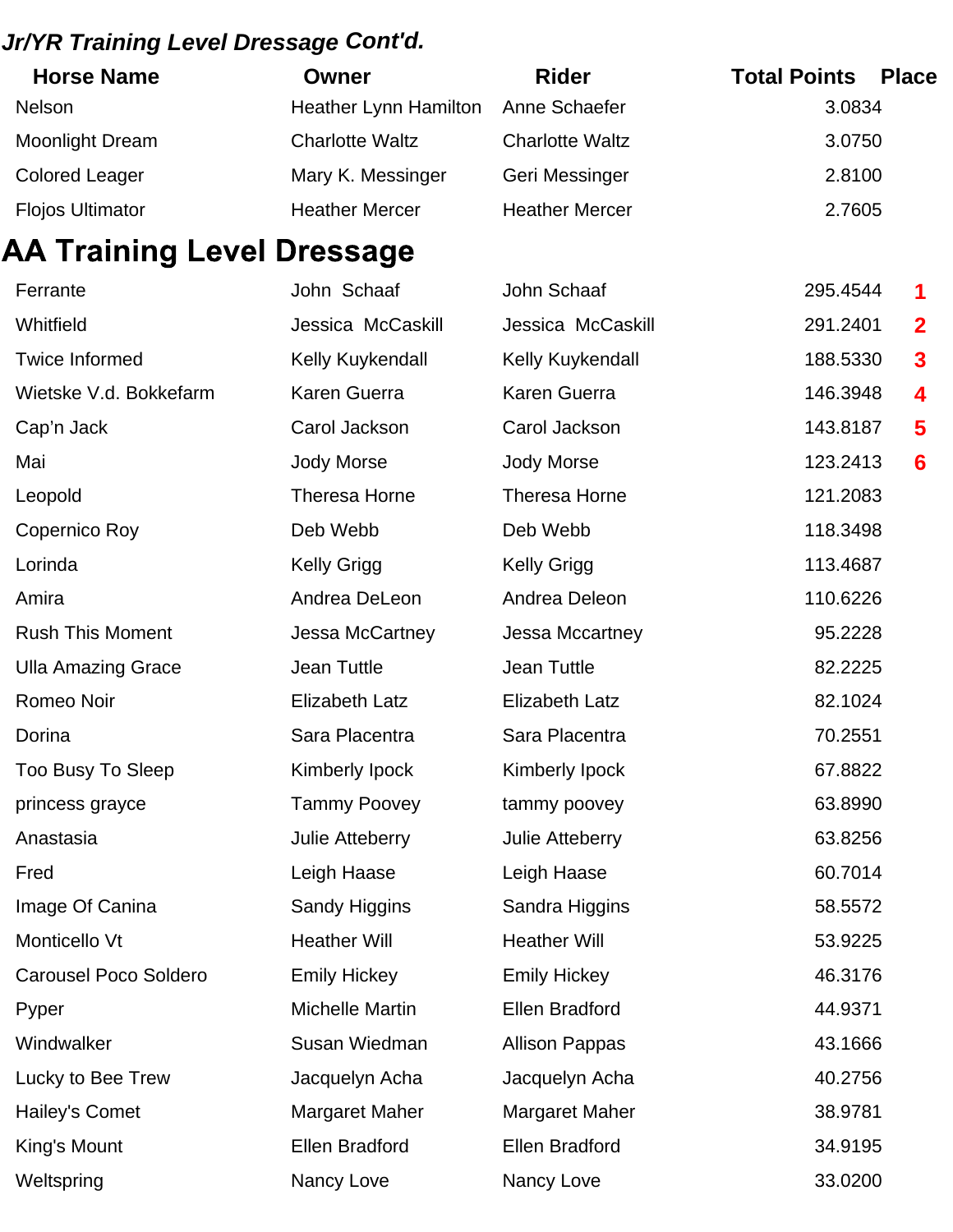## *Jr/YR Training Level Dressage Cont'd.*

| Horse Name | Owner | Rider | Total Points | Place |
|---|---|---|---|---|
| Nelson | Heather Lynn Hamilton | Anne Schaefer | 3.0834 | |
| Moonlight Dream | Charlotte Waltz | Charlotte Waltz | 3.0750 | |
| Colored Leager | Mary K. Messinger | Geri Messinger | 2.8100 | |
| Flojos Ultimator | Heather Mercer | Heather Mercer | 2.7605 | |

# AA Training Level Dressage

| Horse Name | Owner | Rider | Total Points | Place |
|---|---|---|---|---|
| Ferrante | John Schaaf | John Schaaf | 295.4544 | 1 |
| Whitfield | Jessica McCaskill | Jessica McCaskill | 291.2401 | 2 |
| Twice Informed | Kelly Kuykendall | Kelly Kuykendall | 188.5330 | 3 |
| Wietske V.d. Bokkefarm | Karen Guerra | Karen Guerra | 146.3948 | 4 |
| Cap'n Jack | Carol Jackson | Carol Jackson | 143.8187 | 5 |
| Mai | Jody Morse | Jody Morse | 123.2413 | 6 |
| Leopold | Theresa Horne | Theresa Horne | 121.2083 | |
| Copernico Roy | Deb Webb | Deb Webb | 118.3498 | |
| Lorinda | Kelly Grigg | Kelly Grigg | 113.4687 | |
| Amira | Andrea DeLeon | Andrea Deleon | 110.6226 | |
| Rush This Moment | Jessa McCartney | Jessa Mccartney | 95.2228 | |
| Ulla Amazing Grace | Jean Tuttle | Jean Tuttle | 82.2225 | |
| Romeo Noir | Elizabeth Latz | Elizabeth Latz | 82.1024 | |
| Dorina | Sara Placentra | Sara Placentra | 70.2551 | |
| Too Busy To Sleep | Kimberly Ipock | Kimberly Ipock | 67.8822 | |
| princess grayce | Tammy Poovey | tammy poovey | 63.8990 | |
| Anastasia | Julie Atteberry | Julie Atteberry | 63.8256 | |
| Fred | Leigh Haase | Leigh Haase | 60.7014 | |
| Image Of Canina | Sandy Higgins | Sandra Higgins | 58.5572 | |
| Monticello Vt | Heather Will | Heather Will | 53.9225 | |
| Carousel Poco Soldero | Emily Hickey | Emily Hickey | 46.3176 | |
| Pyper | Michelle Martin | Ellen Bradford | 44.9371 | |
| Windwalker | Susan Wiedman | Allison Pappas | 43.1666 | |
| Lucky to Bee Trew | Jacquelyn Acha | Jacquelyn Acha | 40.2756 | |
| Hailey's Comet | Margaret Maher | Margaret Maher | 38.9781 | |
| King's Mount | Ellen Bradford | Ellen Bradford | 34.9195 | |
| Weltspring | Nancy Love | Nancy Love | 33.0200 | |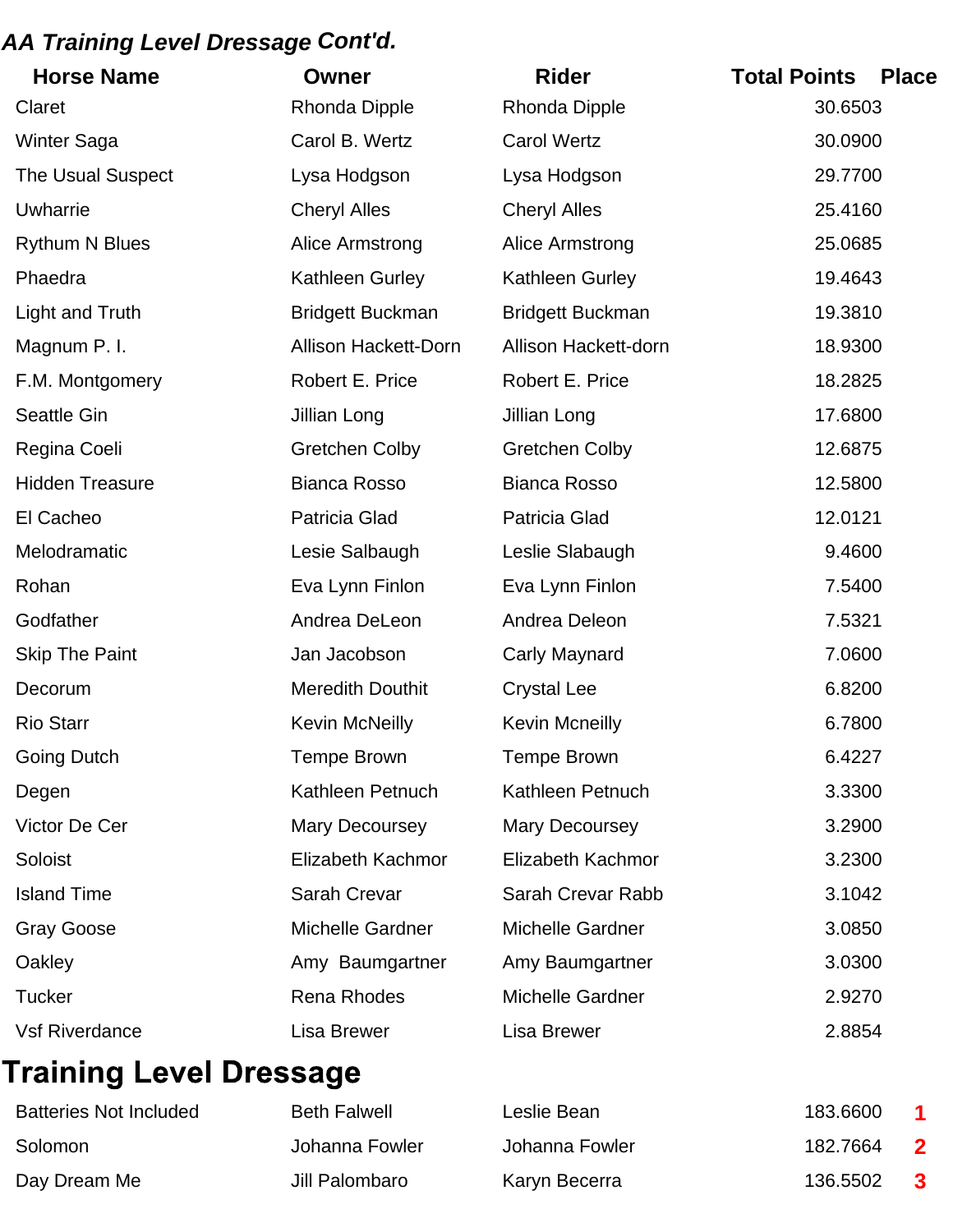## *AA Training Level Dressage Cont'd.*

| Horse Name | Owner | Rider | Total Points | Place |
|---|---|---|---|---|
| Claret | Rhonda Dipple | Rhonda Dipple | 30.6503 | |
| Winter Saga | Carol B. Wertz | Carol Wertz | 30.0900 | |
| The Usual Suspect | Lysa Hodgson | Lysa Hodgson | 29.7700 | |
| Uwharrie | Cheryl Alles | Cheryl Alles | 25.4160 | |
| Rythum N Blues | Alice Armstrong | Alice Armstrong | 25.0685 | |
| Phaedra | Kathleen Gurley | Kathleen Gurley | 19.4643 | |
| Light and Truth | Bridgett Buckman | Bridgett Buckman | 19.3810 | |
| Magnum P. I. | Allison Hackett-Dorn | Allison Hackett-dorn | 18.9300 | |
| F.M. Montgomery | Robert E. Price | Robert E. Price | 18.2825 | |
| Seattle Gin | Jillian Long | Jillian Long | 17.6800 | |
| Regina Coeli | Gretchen Colby | Gretchen Colby | 12.6875 | |
| Hidden Treasure | Bianca Rosso | Bianca Rosso | 12.5800 | |
| El Cacheo | Patricia Glad | Patricia Glad | 12.0121 | |
| Melodramatic | Lesie Salbaugh | Leslie Slabaugh | 9.4600 | |
| Rohan | Eva Lynn Finlon | Eva Lynn Finlon | 7.5400 | |
| Godfather | Andrea DeLeon | Andrea Deleon | 7.5321 | |
| Skip The Paint | Jan Jacobson | Carly Maynard | 7.0600 | |
| Decorum | Meredith Douthit | Crystal Lee | 6.8200 | |
| Rio Starr | Kevin McNeilly | Kevin Mcneilly | 6.7800 | |
| Going Dutch | Tempe Brown | Tempe Brown | 6.4227 | |
| Degen | Kathleen Petnuch | Kathleen Petnuch | 3.3300 | |
| Victor De Cer | Mary Decoursey | Mary Decoursey | 3.2900 | |
| Soloist | Elizabeth Kachmor | Elizabeth Kachmor | 3.2300 | |
| Island Time | Sarah Crevar | Sarah Crevar Rabb | 3.1042 | |
| Gray Goose | Michelle Gardner | Michelle Gardner | 3.0850 | |
| Oakley | Amy Baumgartner | Amy Baumgartner | 3.0300 | |
| Tucker | Rena Rhodes | Michelle Gardner | 2.9270 | |
| Vsf Riverdance | Lisa Brewer | Lisa Brewer | 2.8854 | |

## Training Level Dressage

| Horse Name | Owner | Rider | Total Points | Place |
|---|---|---|---|---|
| Batteries Not Included | Beth Falwell | Leslie Bean | 183.6600 | 1 |
| Solomon | Johanna Fowler | Johanna Fowler | 182.7664 | 2 |
| Day Dream Me | Jill Palombaro | Karyn Becerra | 136.5502 | 3 |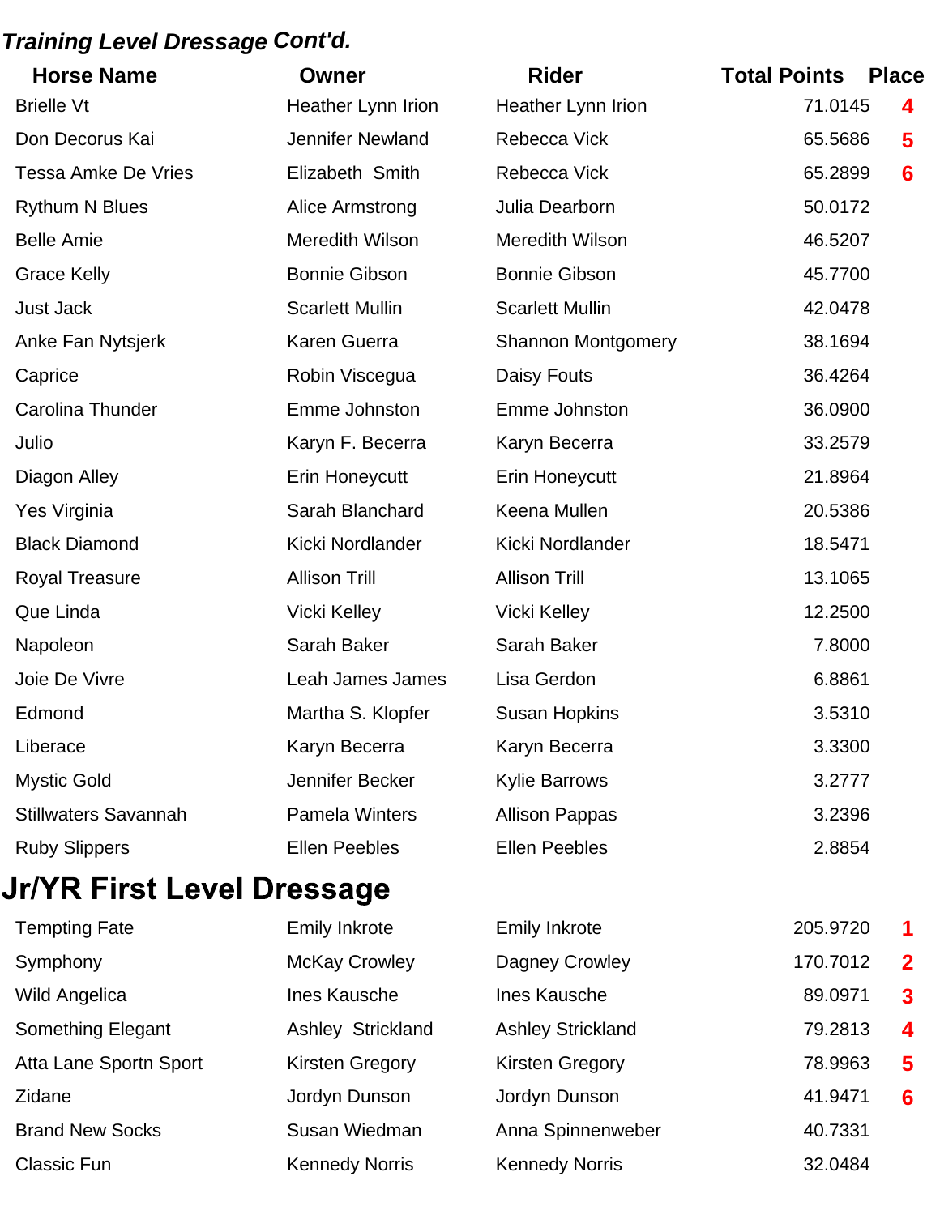### *Training Level Dressage Cont'd.*

| Horse Name | Owner | Rider | Total Points | Place |
|---|---|---|---|---|
| Brielle Vt | Heather Lynn Irion | Heather Lynn Irion | 71.0145 | 4 |
| Don Decorus Kai | Jennifer Newland | Rebecca Vick | 65.5686 | 5 |
| Tessa Amke De Vries | Elizabeth Smith | Rebecca Vick | 65.2899 | 6 |
| Rythum N Blues | Alice Armstrong | Julia Dearborn | 50.0172 | |
| Belle Amie | Meredith Wilson | Meredith Wilson | 46.5207 | |
| Grace Kelly | Bonnie Gibson | Bonnie Gibson | 45.7700 | |
| Just Jack | Scarlett Mullin | Scarlett Mullin | 42.0478 | |
| Anke Fan Nytsjerk | Karen Guerra | Shannon Montgomery | 38.1694 | |
| Caprice | Robin Viscegua | Daisy Fouts | 36.4264 | |
| Carolina Thunder | Emme Johnston | Emme Johnston | 36.0900 | |
| Julio | Karyn F. Becerra | Karyn Becerra | 33.2579 | |
| Diagon Alley | Erin Honeycutt | Erin Honeycutt | 21.8964 | |
| Yes Virginia | Sarah Blanchard | Keena Mullen | 20.5386 | |
| Black Diamond | Kicki Nordlander | Kicki Nordlander | 18.5471 | |
| Royal Treasure | Allison Trill | Allison Trill | 13.1065 | |
| Que Linda | Vicki Kelley | Vicki Kelley | 12.2500 | |
| Napoleon | Sarah Baker | Sarah Baker | 7.8000 | |
| Joie De Vivre | Leah James James | Lisa Gerdon | 6.8861 | |
| Edmond | Martha S. Klopfer | Susan Hopkins | 3.5310 | |
| Liberace | Karyn Becerra | Karyn Becerra | 3.3300 | |
| Mystic Gold | Jennifer Becker | Kylie Barrows | 3.2777 | |
| Stillwaters Savannah | Pamela Winters | Allison Pappas | 3.2396 | |
| Ruby Slippers | Ellen Peebles | Ellen Peebles | 2.8854 | |

## Jr/YR First Level Dressage

| Horse Name | Owner | Rider | Total Points | Place |
|---|---|---|---|---|
| Tempting Fate | Emily Inkrote | Emily Inkrote | 205.9720 | 1 |
| Symphony | McKay Crowley | Dagney Crowley | 170.7012 | 2 |
| Wild Angelica | Ines Kausche | Ines Kausche | 89.0971 | 3 |
| Something Elegant | Ashley Strickland | Ashley Strickland | 79.2813 | 4 |
| Atta Lane Sportn Sport | Kirsten Gregory | Kirsten Gregory | 78.9963 | 5 |
| Zidane | Jordyn Dunson | Jordyn Dunson | 41.9471 | 6 |
| Brand New Socks | Susan Wiedman | Anna Spinnenweber | 40.7331 | |
| Classic Fun | Kennedy Norris | Kennedy Norris | 32.0484 | |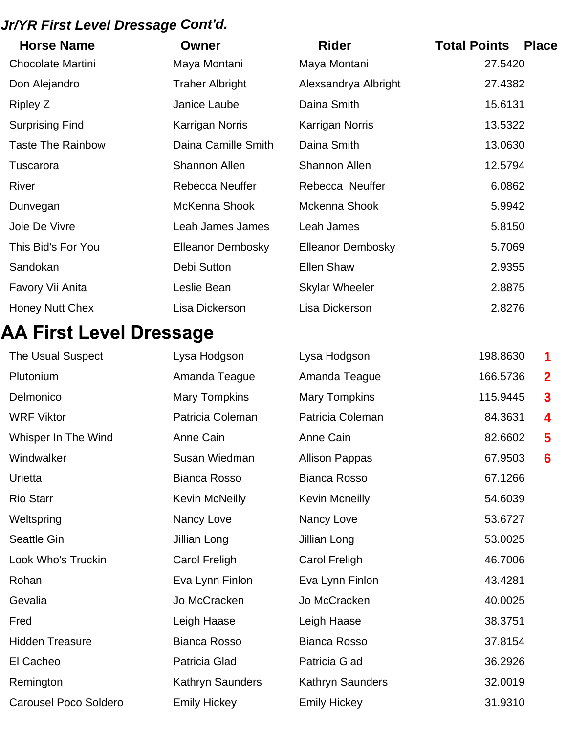## *Jr/YR First Level Dressage Cont'd.*

| Horse Name | Owner | Rider | Total Points | Place |
|---|---|---|---|---|
| Chocolate Martini | Maya Montani | Maya Montani | 27.5420 | |
| Don Alejandro | Traher Albright | Alexsandrya Albright | 27.4382 | |
| Ripley Z | Janice Laube | Daina Smith | 15.6131 | |
| Surprising Find | Karrigan Norris | Karrigan Norris | 13.5322 | |
| Taste The Rainbow | Daina Camille Smith | Daina Smith | 13.0630 | |
| Tuscarora | Shannon Allen | Shannon Allen | 12.5794 | |
| River | Rebecca Neuffer | Rebecca Neuffer | 6.0862 | |
| Dunvegan | McKenna Shook | Mckenna Shook | 5.9942 | |
| Joie De Vivre | Leah James James | Leah James | 5.8150 | |
| This Bid's For You | Elleanor Dembosky | Elleanor Dembosky | 5.7069 | |
| Sandokan | Debi Sutton | Ellen Shaw | 2.9355 | |
| Favory Vii Anita | Leslie Bean | Skylar Wheeler | 2.8875 | |
| Honey Nutt Chex | Lisa Dickerson | Lisa Dickerson | 2.8276 | |

# AA First Level Dressage

| Horse Name | Owner | Rider | Total Points | Place |
|---|---|---|---|---|
| The Usual Suspect | Lysa Hodgson | Lysa Hodgson | 198.8630 | 1 |
| Plutonium | Amanda Teague | Amanda Teague | 166.5736 | 2 |
| Delmonico | Mary Tompkins | Mary Tompkins | 115.9445 | 3 |
| WRF Viktor | Patricia Coleman | Patricia Coleman | 84.3631 | 4 |
| Whisper In The Wind | Anne Cain | Anne Cain | 82.6602 | 5 |
| Windwalker | Susan Wiedman | Allison Pappas | 67.9503 | 6 |
| Urietta | Bianca Rosso | Bianca Rosso | 67.1266 | |
| Rio Starr | Kevin McNeilly | Kevin Mcneilly | 54.6039 | |
| Weltspring | Nancy Love | Nancy Love | 53.6727 | |
| Seattle Gin | Jillian Long | Jillian Long | 53.0025 | |
| Look Who's Truckin | Carol Freligh | Carol Freligh | 46.7006 | |
| Rohan | Eva Lynn Finlon | Eva Lynn Finlon | 43.4281 | |
| Gevalia | Jo McCracken | Jo McCracken | 40.0025 | |
| Fred | Leigh Haase | Leigh Haase | 38.3751 | |
| Hidden Treasure | Bianca Rosso | Bianca Rosso | 37.8154 | |
| El Cacheo | Patricia Glad | Patricia Glad | 36.2926 | |
| Remington | Kathryn Saunders | Kathryn Saunders | 32.0019 | |
| Carousel Poco Soldero | Emily Hickey | Emily Hickey | 31.9310 | |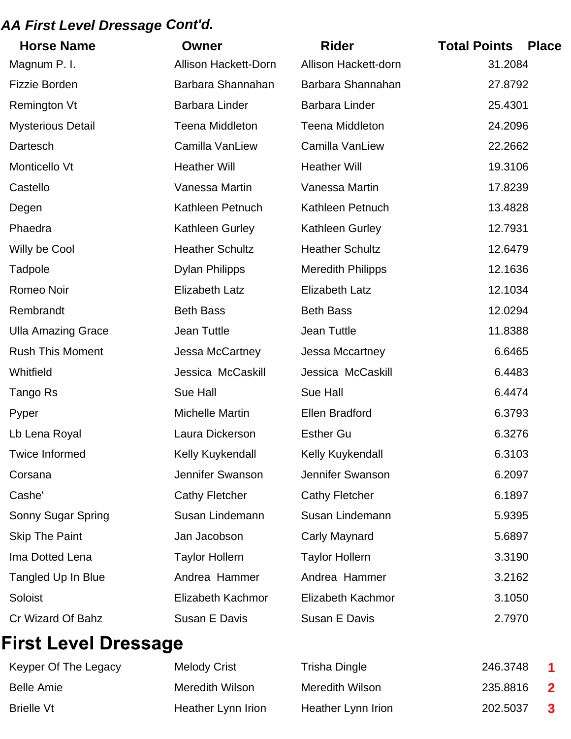## *AA First Level Dressage Cont'd.*

| Horse Name | Owner | Rider | Total Points | Place |
|---|---|---|---|---|
| Magnum P. I. | Allison Hackett-Dorn | Allison Hackett-dorn | 31.2084 | |
| Fizzie Borden | Barbara Shannahan | Barbara Shannahan | 27.8792 | |
| Remington Vt | Barbara Linder | Barbara Linder | 25.4301 | |
| Mysterious Detail | Teena Middleton | Teena Middleton | 24.2096 | |
| Dartesch | Camilla VanLiew | Camilla VanLiew | 22.2662 | |
| Monticello Vt | Heather Will | Heather Will | 19.3106 | |
| Castello | Vanessa Martin | Vanessa Martin | 17.8239 | |
| Degen | Kathleen Petnuch | Kathleen Petnuch | 13.4828 | |
| Phaedra | Kathleen Gurley | Kathleen Gurley | 12.7931 | |
| Willy be Cool | Heather Schultz | Heather Schultz | 12.6479 | |
| Tadpole | Dylan Philipps | Meredith Philipps | 12.1636 | |
| Romeo Noir | Elizabeth Latz | Elizabeth Latz | 12.1034 | |
| Rembrandt | Beth Bass | Beth Bass | 12.0294 | |
| Ulla Amazing Grace | Jean Tuttle | Jean Tuttle | 11.8388 | |
| Rush This Moment | Jessa McCartney | Jessa Mccartney | 6.6465 | |
| Whitfield | Jessica McCaskill | Jessica McCaskill | 6.4483 | |
| Tango Rs | Sue Hall | Sue Hall | 6.4474 | |
| Pyper | Michelle Martin | Ellen Bradford | 6.3793 | |
| Lb Lena Royal | Laura Dickerson | Esther Gu | 6.3276 | |
| Twice Informed | Kelly Kuykendall | Kelly Kuykendall | 6.3103 | |
| Corsana | Jennifer Swanson | Jennifer Swanson | 6.2097 | |
| Cashe' | Cathy Fletcher | Cathy Fletcher | 6.1897 | |
| Sonny Sugar Spring | Susan Lindemann | Susan Lindemann | 5.9395 | |
| Skip The Paint | Jan Jacobson | Carly Maynard | 5.6897 | |
| Ima Dotted Lena | Taylor Hollern | Taylor Hollern | 3.3190 | |
| Tangled Up In Blue | Andrea Hammer | Andrea Hammer | 3.2162 | |
| Soloist | Elizabeth Kachmor | Elizabeth Kachmor | 3.1050 | |
| Cr Wizard Of Bahz | Susan E Davis | Susan E Davis | 2.7970 | |

## First Level Dressage

| Horse Name | Owner | Rider | Total Points | Place |
|---|---|---|---|---|
| Keyper Of The Legacy | Melody Crist | Trisha Dingle | 246.3748 | 1 |
| Belle Amie | Meredith Wilson | Meredith Wilson | 235.8816 | 2 |
| Brielle Vt | Heather Lynn Irion | Heather Lynn Irion | 202.5037 | 3 |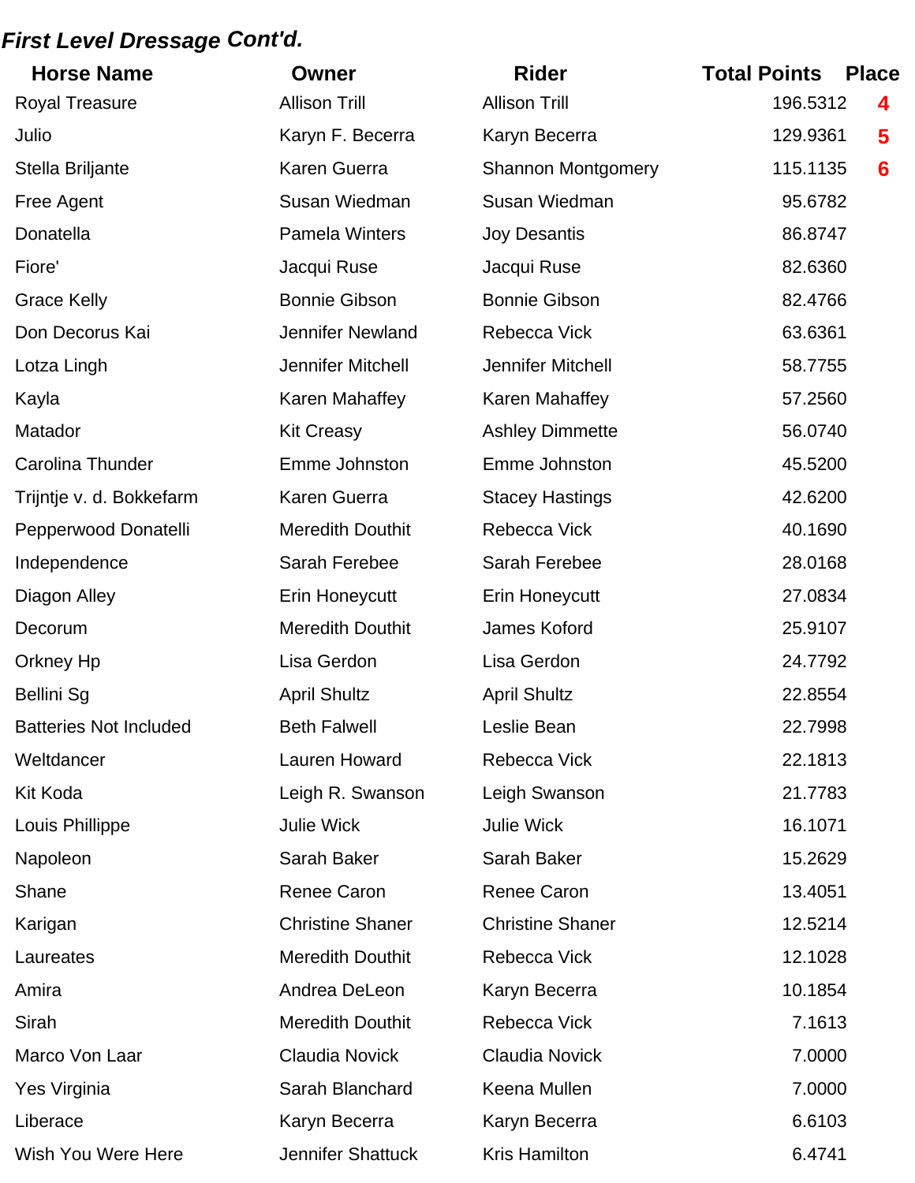***First Level Dressage Cont'd.***

| Horse Name | Owner | Rider | Total Points | Place |
|---|---|---|---|---|
| Royal Treasure | Allison Trill | Allison Trill | 196.5312 | 4 |
| Julio | Karyn F. Becerra | Karyn Becerra | 129.9361 | 5 |
| Stella Briljante | Karen Guerra | Shannon Montgomery | 115.1135 | 6 |
| Free Agent | Susan Wiedman | Susan Wiedman | 95.6782 | |
| Donatella | Pamela Winters | Joy Desantis | 86.8747 | |
| Fiore' | Jacqui Ruse | Jacqui Ruse | 82.6360 | |
| Grace Kelly | Bonnie Gibson | Bonnie Gibson | 82.4766 | |
| Don Decorus Kai | Jennifer Newland | Rebecca Vick | 63.6361 | |
| Lotza Lingh | Jennifer Mitchell | Jennifer Mitchell | 58.7755 | |
| Kayla | Karen Mahaffey | Karen Mahaffey | 57.2560 | |
| Matador | Kit Creasy | Ashley Dimmette | 56.0740 | |
| Carolina Thunder | Emme Johnston | Emme Johnston | 45.5200 | |
| Trijntje v. d. Bokkefarm | Karen Guerra | Stacey Hastings | 42.6200 | |
| Pepperwood Donatelli | Meredith Douthit | Rebecca Vick | 40.1690 | |
| Independence | Sarah Ferebee | Sarah Ferebee | 28.0168 | |
| Diagon Alley | Erin Honeycutt | Erin Honeycutt | 27.0834 | |
| Decorum | Meredith Douthit | James Koford | 25.9107 | |
| Orkney Hp | Lisa Gerdon | Lisa Gerdon | 24.7792 | |
| Bellini Sg | April Shultz | April Shultz | 22.8554 | |
| Batteries Not Included | Beth Falwell | Leslie Bean | 22.7998 | |
| Weltdancer | Lauren Howard | Rebecca Vick | 22.1813 | |
| Kit Koda | Leigh R. Swanson | Leigh Swanson | 21.7783 | |
| Louis Phillippe | Julie Wick | Julie Wick | 16.1071 | |
| Napoleon | Sarah Baker | Sarah Baker | 15.2629 | |
| Shane | Renee Caron | Renee Caron | 13.4051 | |
| Karigan | Christine Shaner | Christine Shaner | 12.5214 | |
| Laureates | Meredith Douthit | Rebecca Vick | 12.1028 | |
| Amira | Andrea DeLeon | Karyn Becerra | 10.1854 | |
| Sirah | Meredith Douthit | Rebecca Vick | 7.1613 | |
| Marco Von Laar | Claudia Novick | Claudia Novick | 7.0000 | |
| Yes Virginia | Sarah Blanchard | Keena Mullen | 7.0000 | |
| Liberace | Karyn Becerra | Karyn Becerra | 6.6103 | |
| Wish You Were Here | Jennifer Shattuck | Kris Hamilton | 6.4741 | |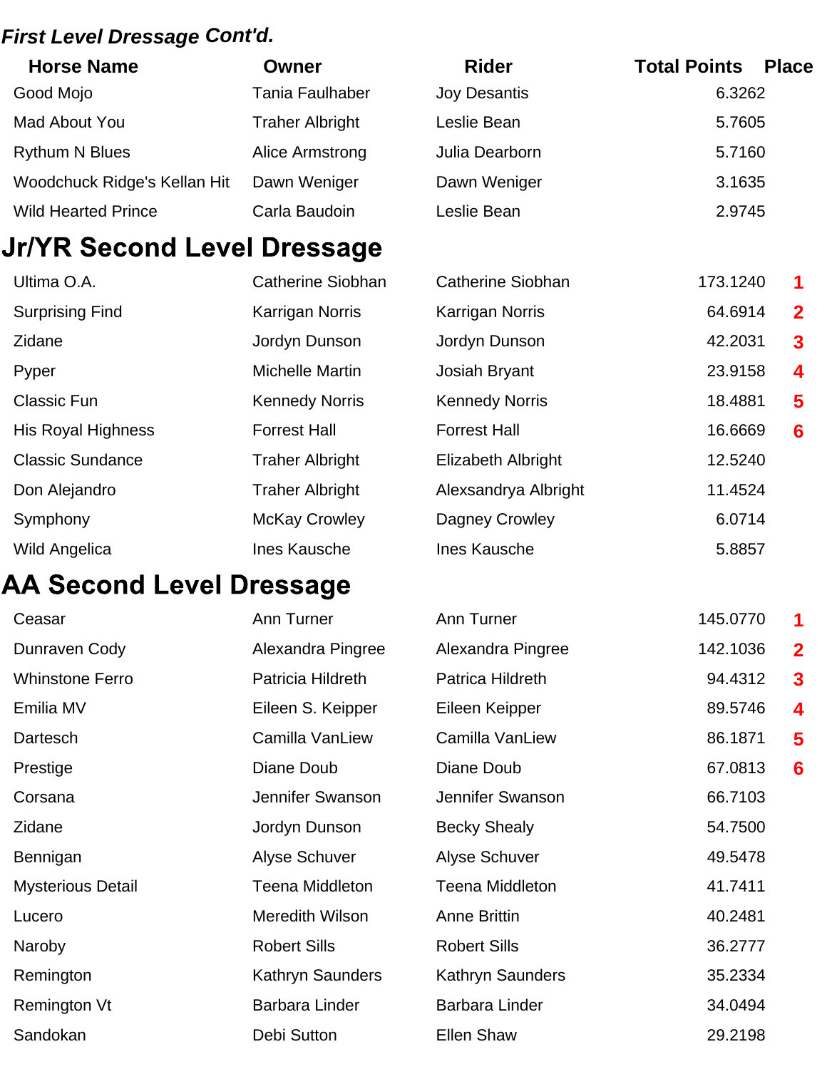### *First Level Dressage Cont'd.*

| Horse Name | Owner | Rider | Total Points | Place |
|---|---|---|---|---|
| Good Mojo | Tania Faulhaber | Joy Desantis | 6.3262 | |
| Mad About You | Traher Albright | Leslie Bean | 5.7605 | |
| Rythum N Blues | Alice Armstrong | Julia Dearborn | 5.7160 | |
| Woodchuck Ridge's Kellan Hit | Dawn Weniger | Dawn Weniger | 3.1635 | |
| Wild Hearted Prince | Carla Baudoin | Leslie Bean | 2.9745 | |

## Jr/YR Second Level Dressage

| Horse Name | Owner | Rider | Total Points | Place |
|---|---|---|---|---|
| Ultima O.A. | Catherine Siobhan | Catherine Siobhan | 173.1240 | 1 |
| Surprising Find | Karrigan Norris | Karrigan Norris | 64.6914 | 2 |
| Zidane | Jordyn Dunson | Jordyn Dunson | 42.2031 | 3 |
| Pyper | Michelle Martin | Josiah Bryant | 23.9158 | 4 |
| Classic Fun | Kennedy Norris | Kennedy Norris | 18.4881 | 5 |
| His Royal Highness | Forrest Hall | Forrest Hall | 16.6669 | 6 |
| Classic Sundance | Traher Albright | Elizabeth Albright | 12.5240 | |
| Don Alejandro | Traher Albright | Alexsandrya Albright | 11.4524 | |
| Symphony | McKay Crowley | Dagney Crowley | 6.0714 | |
| Wild Angelica | Ines Kausche | Ines Kausche | 5.8857 | |

## AA Second Level Dressage

| Horse Name | Owner | Rider | Total Points | Place |
|---|---|---|---|---|
| Ceasar | Ann Turner | Ann Turner | 145.0770 | 1 |
| Dunraven Cody | Alexandra Pingree | Alexandra Pingree | 142.1036 | 2 |
| Whinstone Ferro | Patricia Hildreth | Patrica Hildreth | 94.4312 | 3 |
| Emilia MV | Eileen S. Keipper | Eileen Keipper | 89.5746 | 4 |
| Dartesch | Camilla VanLiew | Camilla VanLiew | 86.1871 | 5 |
| Prestige | Diane Doub | Diane Doub | 67.0813 | 6 |
| Corsana | Jennifer Swanson | Jennifer Swanson | 66.7103 | |
| Zidane | Jordyn Dunson | Becky Shealy | 54.7500 | |
| Bennigan | Alyse Schuver | Alyse Schuver | 49.5478 | |
| Mysterious Detail | Teena Middleton | Teena Middleton | 41.7411 | |
| Lucero | Meredith Wilson | Anne Brittin | 40.2481 | |
| Naroby | Robert Sills | Robert Sills | 36.2777 | |
| Remington | Kathryn Saunders | Kathryn Saunders | 35.2334 | |
| Remington Vt | Barbara Linder | Barbara Linder | 34.0494 | |
| Sandokan | Debi Sutton | Ellen Shaw | 29.2198 | |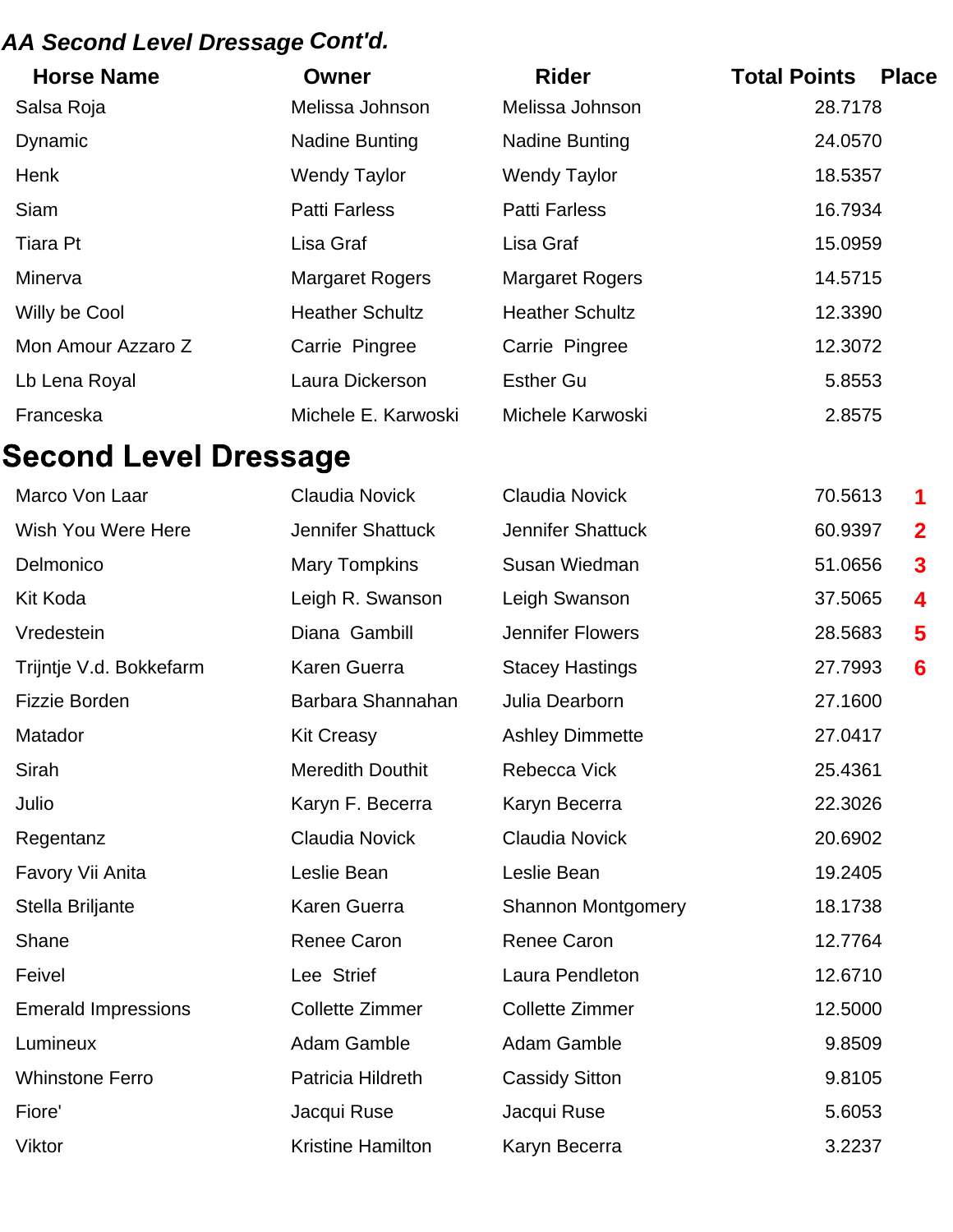## *AA Second Level Dressage Cont'd.*

| Horse Name | Owner | Rider | Total Points | Place |
|---|---|---|---|---|
| Salsa Roja | Melissa Johnson | Melissa Johnson | 28.7178 | |
| Dynamic | Nadine Bunting | Nadine Bunting | 24.0570 | |
| Henk | Wendy Taylor | Wendy Taylor | 18.5357 | |
| Siam | Patti Farless | Patti Farless | 16.7934 | |
| Tiara Pt | Lisa Graf | Lisa Graf | 15.0959 | |
| Minerva | Margaret Rogers | Margaret Rogers | 14.5715 | |
| Willy be Cool | Heather Schultz | Heather Schultz | 12.3390 | |
| Mon Amour Azzaro Z | Carrie Pingree | Carrie Pingree | 12.3072 | |
| Lb Lena Royal | Laura Dickerson | Esther Gu | 5.8553 | |
| Franceska | Michele E. Karwoski | Michele Karwoski | 2.8575 | |

# Second Level Dressage

| Horse Name | Owner | Rider | Total Points | Place |
|---|---|---|---|---|
| Marco Von Laar | Claudia Novick | Claudia Novick | 70.5613 | 1 |
| Wish You Were Here | Jennifer Shattuck | Jennifer Shattuck | 60.9397 | 2 |
| Delmonico | Mary Tompkins | Susan Wiedman | 51.0656 | 3 |
| Kit Koda | Leigh R. Swanson | Leigh Swanson | 37.5065 | 4 |
| Vredestein | Diana Gambill | Jennifer Flowers | 28.5683 | 5 |
| Trijntje V.d. Bokkefarm | Karen Guerra | Stacey Hastings | 27.7993 | 6 |
| Fizzie Borden | Barbara Shannahan | Julia Dearborn | 27.1600 | |
| Matador | Kit Creasy | Ashley Dimmette | 27.0417 | |
| Sirah | Meredith Douthit | Rebecca Vick | 25.4361 | |
| Julio | Karyn F. Becerra | Karyn Becerra | 22.3026 | |
| Regentanz | Claudia Novick | Claudia Novick | 20.6902 | |
| Favory Vii Anita | Leslie Bean | Leslie Bean | 19.2405 | |
| Stella Briljante | Karen Guerra | Shannon Montgomery | 18.1738 | |
| Shane | Renee Caron | Renee Caron | 12.7764 | |
| Feivel | Lee Strief | Laura Pendleton | 12.6710 | |
| Emerald Impressions | Collette Zimmer | Collette Zimmer | 12.5000 | |
| Lumineux | Adam Gamble | Adam Gamble | 9.8509 | |
| Whinstone Ferro | Patricia Hildreth | Cassidy Sitton | 9.8105 | |
| Fiore' | Jacqui Ruse | Jacqui Ruse | 5.6053 | |
| Viktor | Kristine Hamilton | Karyn Becerra | 3.2237 | |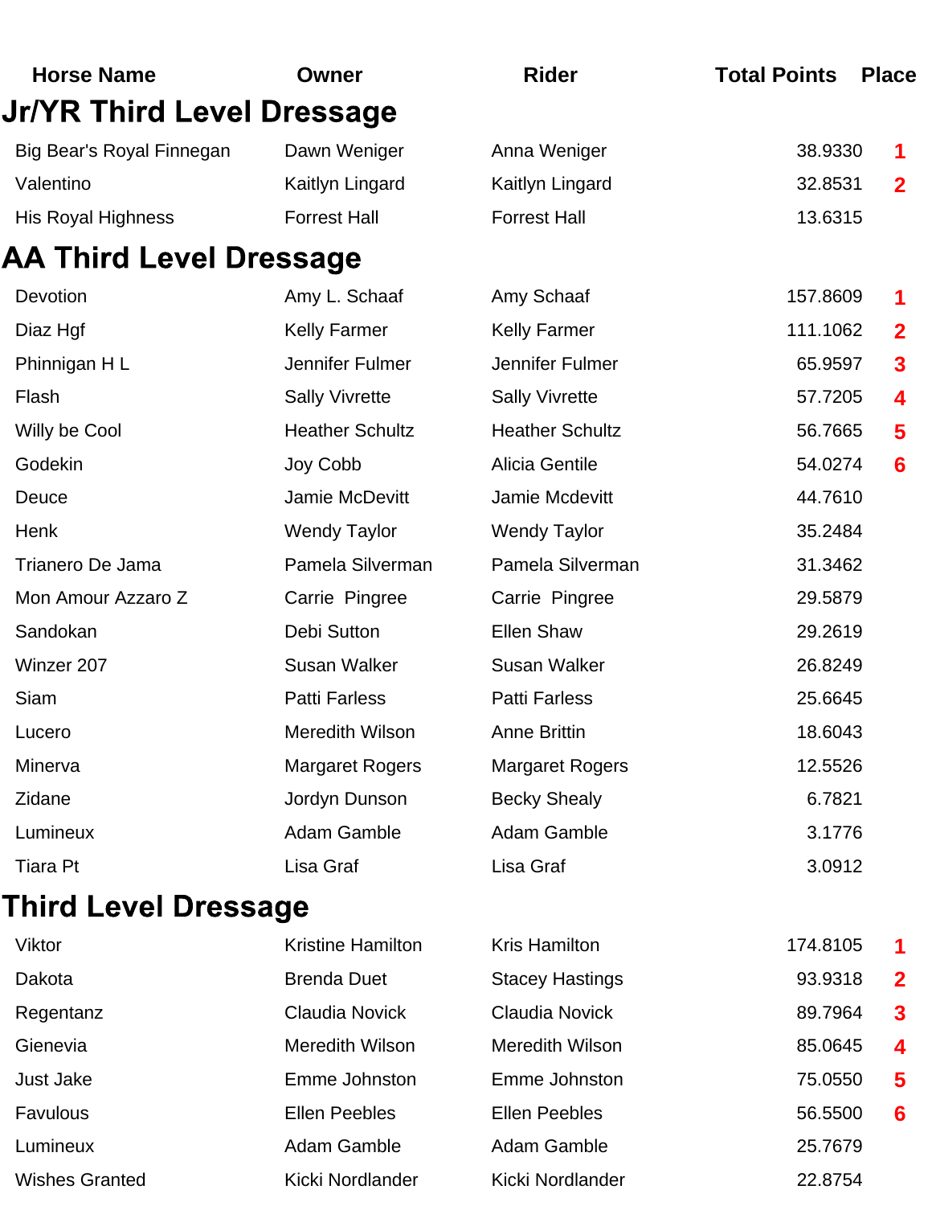| Horse Name | Owner | Rider | Total Points | Place |
|---|---|---|---|---|

## Jr/YR Third Level Dressage

| Horse Name | Owner | Rider | Total Points | Place |
|---|---|---|---|---|
| Big Bear's Royal Finnegan | Dawn Weniger | Anna Weniger | 38.9330 | 1 |
| Valentino | Kaitlyn Lingard | Kaitlyn Lingard | 32.8531 | 2 |
| His Royal Highness | Forrest Hall | Forrest Hall | 13.6315 | |

## AA Third Level Dressage

| Horse Name | Owner | Rider | Total Points | Place |
|---|---|---|---|---|
| Devotion | Amy L. Schaaf | Amy Schaaf | 157.8609 | 1 |
| Diaz Hgf | Kelly Farmer | Kelly Farmer | 111.1062 | 2 |
| Phinnigan H L | Jennifer Fulmer | Jennifer Fulmer | 65.9597 | 3 |
| Flash | Sally Vivrette | Sally Vivrette | 57.7205 | 4 |
| Willy be Cool | Heather Schultz | Heather Schultz | 56.7665 | 5 |
| Godekin | Joy Cobb | Alicia Gentile | 54.0274 | 6 |
| Deuce | Jamie McDevitt | Jamie Mcdevitt | 44.7610 | |
| Henk | Wendy Taylor | Wendy Taylor | 35.2484 | |
| Trianero De Jama | Pamela Silverman | Pamela Silverman | 31.3462 | |
| Mon Amour Azzaro Z | Carrie Pingree | Carrie Pingree | 29.5879 | |
| Sandokan | Debi Sutton | Ellen Shaw | 29.2619 | |
| Winzer 207 | Susan Walker | Susan Walker | 26.8249 | |
| Siam | Patti Farless | Patti Farless | 25.6645 | |
| Lucero | Meredith Wilson | Anne Brittin | 18.6043 | |
| Minerva | Margaret Rogers | Margaret Rogers | 12.5526 | |
| Zidane | Jordyn Dunson | Becky Shealy | 6.7821 | |
| Lumineux | Adam Gamble | Adam Gamble | 3.1776 | |
| Tiara Pt | Lisa Graf | Lisa Graf | 3.0912 | |

## Third Level Dressage

| Horse Name | Owner | Rider | Total Points | Place |
|---|---|---|---|---|
| Viktor | Kristine Hamilton | Kris Hamilton | 174.8105 | 1 |
| Dakota | Brenda Duet | Stacey Hastings | 93.9318 | 2 |
| Regentanz | Claudia Novick | Claudia Novick | 89.7964 | 3 |
| Gienevia | Meredith Wilson | Meredith Wilson | 85.0645 | 4 |
| Just Jake | Emme Johnston | Emme Johnston | 75.0550 | 5 |
| Favulous | Ellen Peebles | Ellen Peebles | 56.5500 | 6 |
| Lumineux | Adam Gamble | Adam Gamble | 25.7679 | |
| Wishes Granted | Kicki Nordlander | Kicki Nordlander | 22.8754 | |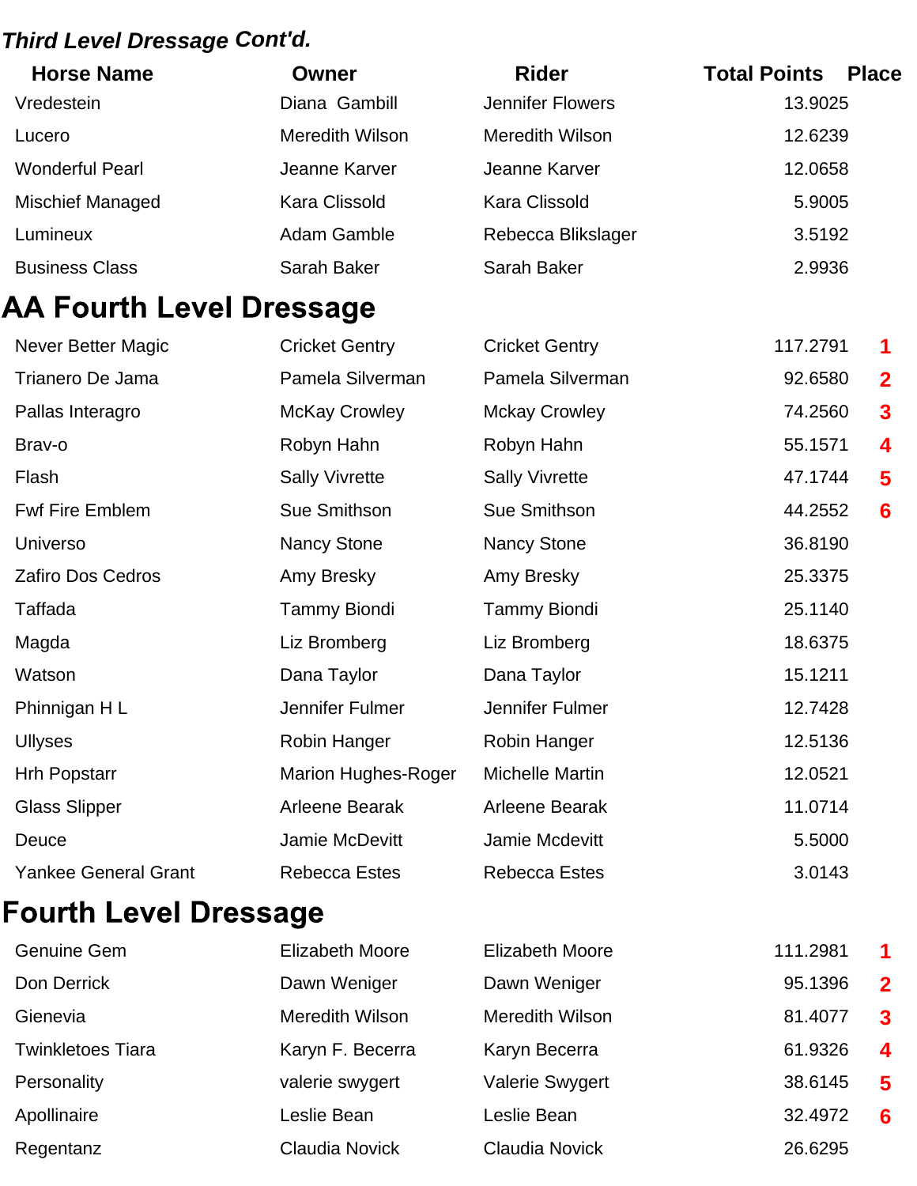### *Third Level Dressage Cont'd.*

| Horse Name | Owner | Rider | Total Points | Place |
|---|---|---|---|---|
| Vredestein | Diana  Gambill | Jennifer Flowers | 13.9025 | |
| Lucero | Meredith Wilson | Meredith Wilson | 12.6239 | |
| Wonderful Pearl | Jeanne Karver | Jeanne Karver | 12.0658 | |
| Mischief Managed | Kara Clissold | Kara Clissold | 5.9005 | |
| Lumineux | Adam Gamble | Rebecca Blikslager | 3.5192 | |
| Business Class | Sarah Baker | Sarah Baker | 2.9936 | |

# AA Fourth Level Dressage

| Horse Name | Owner | Rider | Total Points | Place |
|---|---|---|---|---|
| Never Better Magic | Cricket Gentry | Cricket Gentry | 117.2791 | 1 |
| Trianero De Jama | Pamela Silverman | Pamela Silverman | 92.6580 | 2 |
| Pallas Interagro | McKay Crowley | Mckay Crowley | 74.2560 | 3 |
| Brav-o | Robyn Hahn | Robyn Hahn | 55.1571 | 4 |
| Flash | Sally Vivrette | Sally Vivrette | 47.1744 | 5 |
| Fwf Fire Emblem | Sue Smithson | Sue Smithson | 44.2552 | 6 |
| Universo | Nancy Stone | Nancy Stone | 36.8190 | |
| Zafiro Dos Cedros | Amy Bresky | Amy Bresky | 25.3375 | |
| Taffada | Tammy Biondi | Tammy Biondi | 25.1140 | |
| Magda | Liz Bromberg | Liz Bromberg | 18.6375 | |
| Watson | Dana Taylor | Dana Taylor | 15.1211 | |
| Phinnigan H L | Jennifer Fulmer | Jennifer Fulmer | 12.7428 | |
| Ullyses | Robin Hanger | Robin Hanger | 12.5136 | |
| Hrh Popstarr | Marion Hughes-Roger | Michelle Martin | 12.0521 | |
| Glass Slipper | Arleene Bearak | Arleene Bearak | 11.0714 | |
| Deuce | Jamie McDevitt | Jamie Mcdevitt | 5.5000 | |
| Yankee General Grant | Rebecca Estes | Rebecca Estes | 3.0143 | |

# Fourth Level Dressage

| Horse Name | Owner | Rider | Total Points | Place |
|---|---|---|---|---|
| Genuine Gem | Elizabeth Moore | Elizabeth Moore | 111.2981 | 1 |
| Don Derrick | Dawn Weniger | Dawn Weniger | 95.1396 | 2 |
| Gienevia | Meredith Wilson | Meredith Wilson | 81.4077 | 3 |
| Twinkletoes Tiara | Karyn F. Becerra | Karyn Becerra | 61.9326 | 4 |
| Personality | valerie swygert | Valerie Swygert | 38.6145 | 5 |
| Apollinaire | Leslie Bean | Leslie Bean | 32.4972 | 6 |
| Regentanz | Claudia Novick | Claudia Novick | 26.6295 | |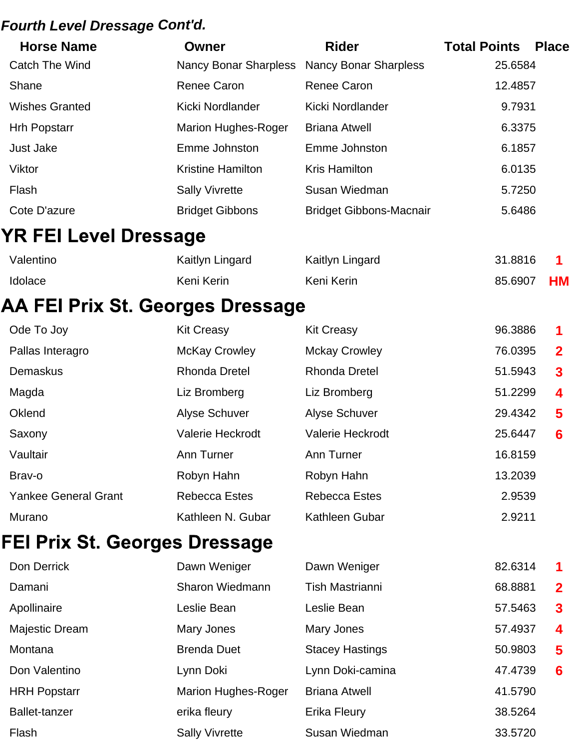***Fourth Level Dressage Cont'd.***

| Horse Name | Owner | Rider | Total Points | Place |
|---|---|---|---|---|
| Catch The Wind | Nancy Bonar Sharpless | Nancy Bonar Sharpless | 25.6584 | |
| Shane | Renee Caron | Renee Caron | 12.4857 | |
| Wishes Granted | Kicki Nordlander | Kicki Nordlander | 9.7931 | |
| Hrh Popstarr | Marion Hughes-Roger | Briana Atwell | 6.3375 | |
| Just Jake | Emme Johnston | Emme Johnston | 6.1857 | |
| Viktor | Kristine Hamilton | Kris Hamilton | 6.0135 | |
| Flash | Sally Vivrette | Susan Wiedman | 5.7250 | |
| Cote D'azure | Bridget Gibbons | Bridget Gibbons-Macnair | 5.6486 | |

# YR FEI Level Dressage

| Horse Name | Owner | Rider | Total Points | Place |
|---|---|---|---|---|
| Valentino | Kaitlyn Lingard | Kaitlyn Lingard | 31.8816 | 1 |
| Idolace | Keni Kerin | Keni Kerin | 85.6907 | HM |

# AA FEI Prix St. Georges Dressage

| Horse Name | Owner | Rider | Total Points | Place |
|---|---|---|---|---|
| Ode To Joy | Kit Creasy | Kit Creasy | 96.3886 | 1 |
| Pallas Interagro | McKay Crowley | Mckay Crowley | 76.0395 | 2 |
| Demaskus | Rhonda Dretel | Rhonda Dretel | 51.5943 | 3 |
| Magda | Liz Bromberg | Liz Bromberg | 51.2299 | 4 |
| Oklend | Alyse Schuver | Alyse Schuver | 29.4342 | 5 |
| Saxony | Valerie Heckrodt | Valerie Heckrodt | 25.6447 | 6 |
| Vaultair | Ann Turner | Ann Turner | 16.8159 | |
| Brav-o | Robyn Hahn | Robyn Hahn | 13.2039 | |
| Yankee General Grant | Rebecca Estes | Rebecca Estes | 2.9539 | |
| Murano | Kathleen N. Gubar | Kathleen Gubar | 2.9211 | |

# FEI Prix St. Georges Dressage

| Horse Name | Owner | Rider | Total Points | Place |
|---|---|---|---|---|
| Don Derrick | Dawn Weniger | Dawn Weniger | 82.6314 | 1 |
| Damani | Sharon Wiedmann | Tish Mastrianni | 68.8881 | 2 |
| Apollinaire | Leslie Bean | Leslie Bean | 57.5463 | 3 |
| Majestic Dream | Mary Jones | Mary Jones | 57.4937 | 4 |
| Montana | Brenda Duet | Stacey Hastings | 50.9803 | 5 |
| Don Valentino | Lynn Doki | Lynn Doki-camina | 47.4739 | 6 |
| HRH Popstarr | Marion Hughes-Roger | Briana Atwell | 41.5790 | |
| Ballet-tanzer | erika fleury | Erika Fleury | 38.5264 | |
| Flash | Sally Vivrette | Susan Wiedman | 33.5720 | |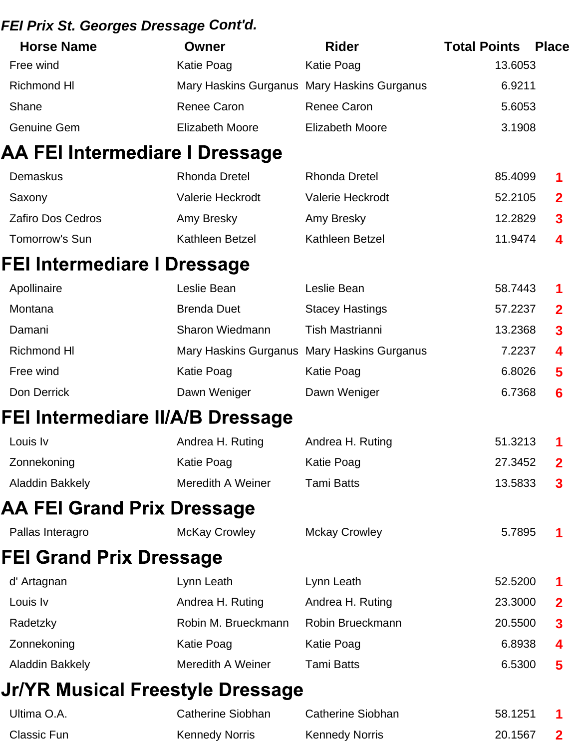### *FEI Prix St. Georges Dressage Cont'd.*

| Horse Name | Owner | Rider | Total Points | Place |
|---|---|---|---|---|
| Free wind | Katie Poag | Katie Poag | 13.6053 | |
| Richmond Hl | Mary Haskins Gurganus | Mary Haskins Gurganus | 6.9211 | |
| Shane | Renee Caron | Renee Caron | 5.6053 | |
| Genuine Gem | Elizabeth Moore | Elizabeth Moore | 3.1908 | |

## AA FEI Intermediare I Dressage

| Horse Name | Owner | Rider | Total Points | Place |
|---|---|---|---|---|
| Demaskus | Rhonda Dretel | Rhonda Dretel | 85.4099 | 1 |
| Saxony | Valerie Heckrodt | Valerie Heckrodt | 52.2105 | 2 |
| Zafiro Dos Cedros | Amy Bresky | Amy Bresky | 12.2829 | 3 |
| Tomorrow's Sun | Kathleen Betzel | Kathleen Betzel | 11.9474 | 4 |

## FEI Intermediare I Dressage

| Horse Name | Owner | Rider | Total Points | Place |
|---|---|---|---|---|
| Apollinaire | Leslie Bean | Leslie Bean | 58.7443 | 1 |
| Montana | Brenda Duet | Stacey Hastings | 57.2237 | 2 |
| Damani | Sharon Wiedmann | Tish Mastrianni | 13.2368 | 3 |
| Richmond Hl | Mary Haskins Gurganus | Mary Haskins Gurganus | 7.2237 | 4 |
| Free wind | Katie Poag | Katie Poag | 6.8026 | 5 |
| Don Derrick | Dawn Weniger | Dawn Weniger | 6.7368 | 6 |

## FEI Intermediare II/A/B Dressage

| Horse Name | Owner | Rider | Total Points | Place |
|---|---|---|---|---|
| Louis Iv | Andrea H. Ruting | Andrea H. Ruting | 51.3213 | 1 |
| Zonnekoning | Katie Poag | Katie Poag | 27.3452 | 2 |
| Aladdin Bakkely | Meredith A Weiner | Tami Batts | 13.5833 | 3 |

## AA FEI Grand Prix Dressage

| Horse Name | Owner | Rider | Total Points | Place |
|---|---|---|---|---|
| Pallas Interagro | McKay Crowley | Mckay Crowley | 5.7895 | 1 |

## FEI Grand Prix Dressage

| Horse Name | Owner | Rider | Total Points | Place |
|---|---|---|---|---|
| d' Artagnan | Lynn Leath | Lynn Leath | 52.5200 | 1 |
| Louis Iv | Andrea H. Ruting | Andrea H. Ruting | 23.3000 | 2 |
| Radetzky | Robin M. Brueckmann | Robin Brueckmann | 20.5500 | 3 |
| Zonnekoning | Katie Poag | Katie Poag | 6.8938 | 4 |
| Aladdin Bakkely | Meredith A Weiner | Tami Batts | 6.5300 | 5 |

## Jr/YR Musical Freestyle Dressage

| Horse Name | Owner | Rider | Total Points | Place |
|---|---|---|---|---|
| Ultima O.A. | Catherine Siobhan | Catherine Siobhan | 58.1251 | 1 |
| Classic Fun | Kennedy Norris | Kennedy Norris | 20.1567 | 2 |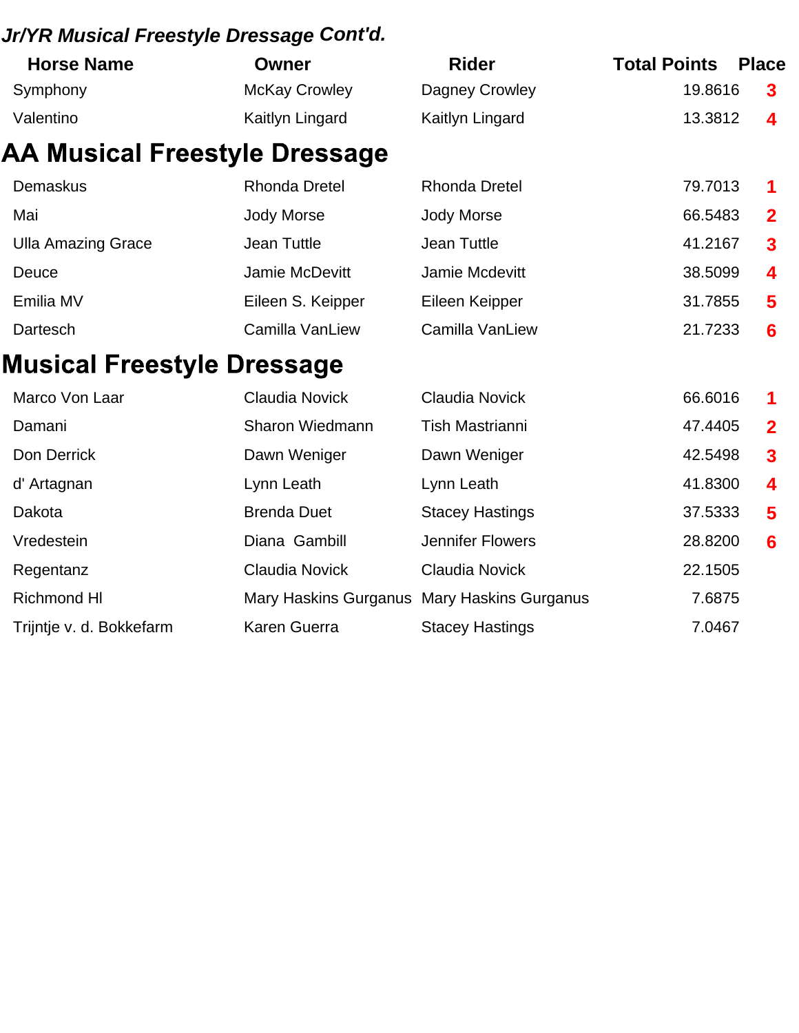## *Jr/YR Musical Freestyle Dressage Cont'd.*

| Horse Name | Owner | Rider | Total Points | Place |
|---|---|---|---|---|
| Symphony | McKay Crowley | Dagney Crowley | 19.8616 | 3 |
| Valentino | Kaitlyn Lingard | Kaitlyn Lingard | 13.3812 | 4 |

## AA Musical Freestyle Dressage

| Horse Name | Owner | Rider | Total Points | Place |
|---|---|---|---|---|
| Demaskus | Rhonda Dretel | Rhonda Dretel | 79.7013 | 1 |
| Mai | Jody Morse | Jody Morse | 66.5483 | 2 |
| Ulla Amazing Grace | Jean Tuttle | Jean Tuttle | 41.2167 | 3 |
| Deuce | Jamie McDevitt | Jamie Mcdevitt | 38.5099 | 4 |
| Emilia MV | Eileen S. Keipper | Eileen Keipper | 31.7855 | 5 |
| Dartesch | Camilla VanLiew | Camilla VanLiew | 21.7233 | 6 |

## Musical Freestyle Dressage

| Horse Name | Owner | Rider | Total Points | Place |
|---|---|---|---|---|
| Marco Von Laar | Claudia Novick | Claudia Novick | 66.6016 | 1 |
| Damani | Sharon Wiedmann | Tish Mastrianni | 47.4405 | 2 |
| Don Derrick | Dawn Weniger | Dawn Weniger | 42.5498 | 3 |
| d' Artagnan | Lynn Leath | Lynn Leath | 41.8300 | 4 |
| Dakota | Brenda Duet | Stacey Hastings | 37.5333 | 5 |
| Vredestein | Diana Gambill | Jennifer Flowers | 28.8200 | 6 |
| Regentanz | Claudia Novick | Claudia Novick | 22.1505 | |
| Richmond Hl | Mary Haskins Gurganus | Mary Haskins Gurganus | 7.6875 | |
| Trijntje v. d. Bokkefarm | Karen Guerra | Stacey Hastings | 7.0467 | |